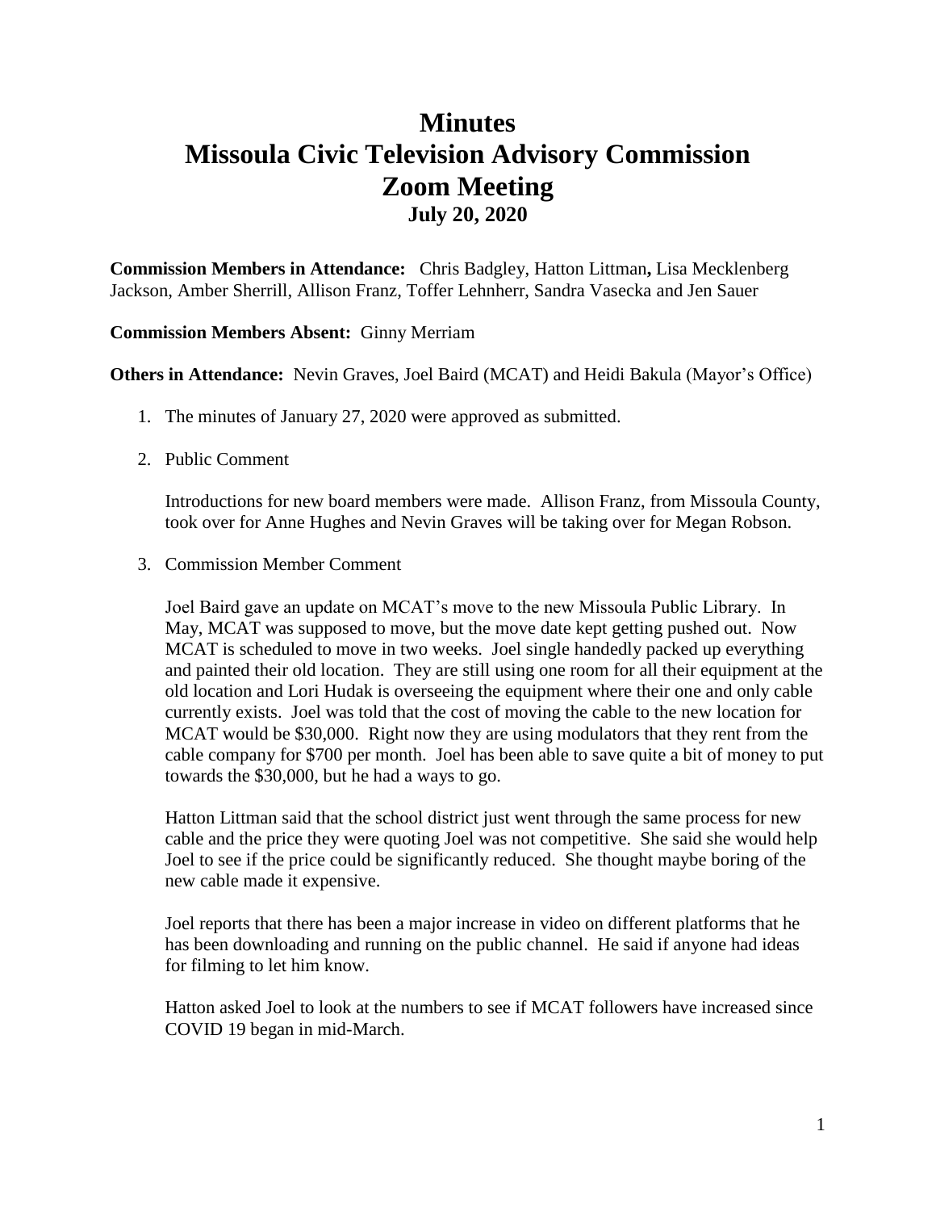# Minutes
# Missoula Civic Television Advisory Commission
# Zoom Meeting
## July 20, 2020

**Commission Members in Attendance:** Chris Badgley, Hatton Littman**,** Lisa Mecklenberg Jackson, Amber Sherrill, Allison Franz, Toffer Lehnherr, Sandra Vasecka and Jen Sauer

**Commission Members Absent:** Ginny Merriam

**Others in Attendance:** Nevin Graves, Joel Baird (MCAT) and Heidi Bakula (Mayor's Office)

1. The minutes of January 27, 2020 were approved as submitted.

2. Public Comment

   Introductions for new board members were made. Allison Franz, from Missoula County, took over for Anne Hughes and Nevin Graves will be taking over for Megan Robson.

3. Commission Member Comment

   Joel Baird gave an update on MCAT's move to the new Missoula Public Library. In May, MCAT was supposed to move, but the move date kept getting pushed out. Now MCAT is scheduled to move in two weeks. Joel single handedly packed up everything and painted their old location. They are still using one room for all their equipment at the old location and Lori Hudak is overseeing the equipment where their one and only cable currently exists. Joel was told that the cost of moving the cable to the new location for MCAT would be $30,000. Right now they are using modulators that they rent from the cable company for $700 per month. Joel has been able to save quite a bit of money to put towards the $30,000, but he had a ways to go.

   Hatton Littman said that the school district just went through the same process for new cable and the price they were quoting Joel was not competitive. She said she would help Joel to see if the price could be significantly reduced. She thought maybe boring of the new cable made it expensive.

   Joel reports that there has been a major increase in video on different platforms that he has been downloading and running on the public channel. He said if anyone had ideas for filming to let him know.

   Hatton asked Joel to look at the numbers to see if MCAT followers have increased since COVID 19 began in mid-March.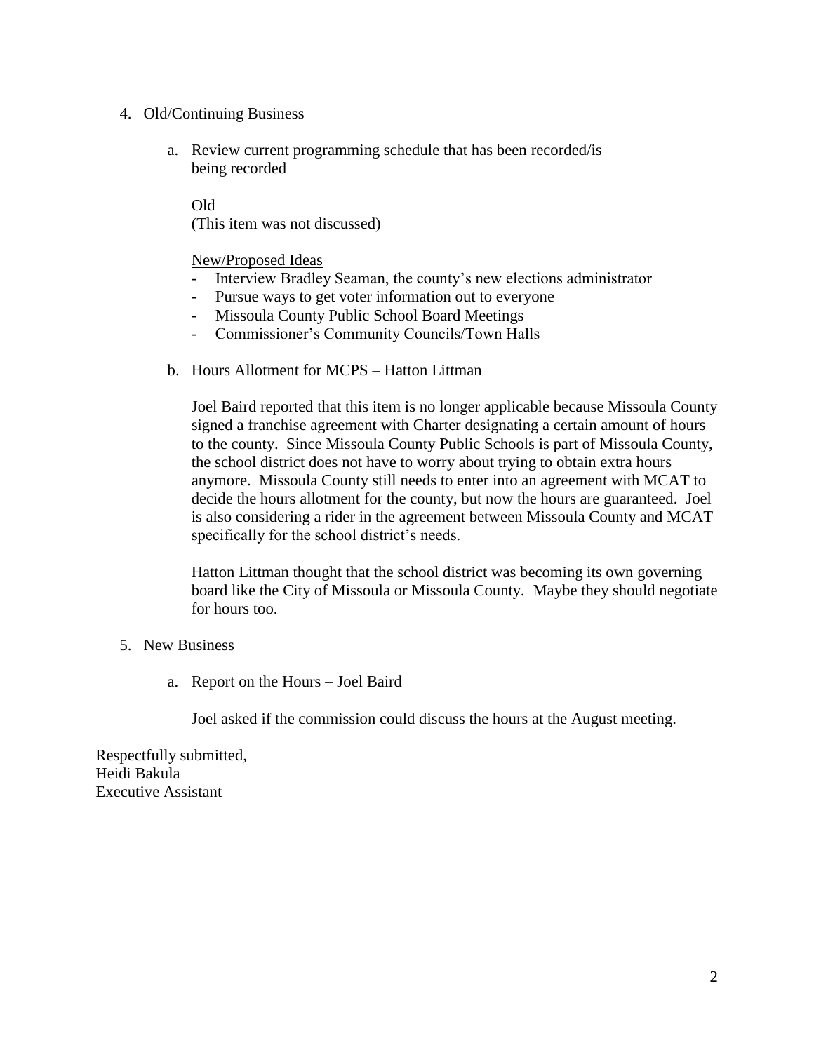4. Old/Continuing Business

   a. Review current programming schedule that has been recorded/is being recorded

      <u>Old</u>
      (This item was not discussed)

      <u>New/Proposed Ideas</u>
      - Interview Bradley Seaman, the county's new elections administrator
      - Pursue ways to get voter information out to everyone
      - Missoula County Public School Board Meetings
      - Commissioner's Community Councils/Town Halls

   b. Hours Allotment for MCPS – Hatton Littman

      Joel Baird reported that this item is no longer applicable because Missoula County signed a franchise agreement with Charter designating a certain amount of hours to the county. Since Missoula County Public Schools is part of Missoula County, the school district does not have to worry about trying to obtain extra hours anymore. Missoula County still needs to enter into an agreement with MCAT to decide the hours allotment for the county, but now the hours are guaranteed. Joel is also considering a rider in the agreement between Missoula County and MCAT specifically for the school district's needs.

      Hatton Littman thought that the school district was becoming its own governing board like the City of Missoula or Missoula County. Maybe they should negotiate for hours too.

5. New Business

   a. Report on the Hours – Joel Baird

      Joel asked if the commission could discuss the hours at the August meeting.

Respectfully submitted,
Heidi Bakula
Executive Assistant